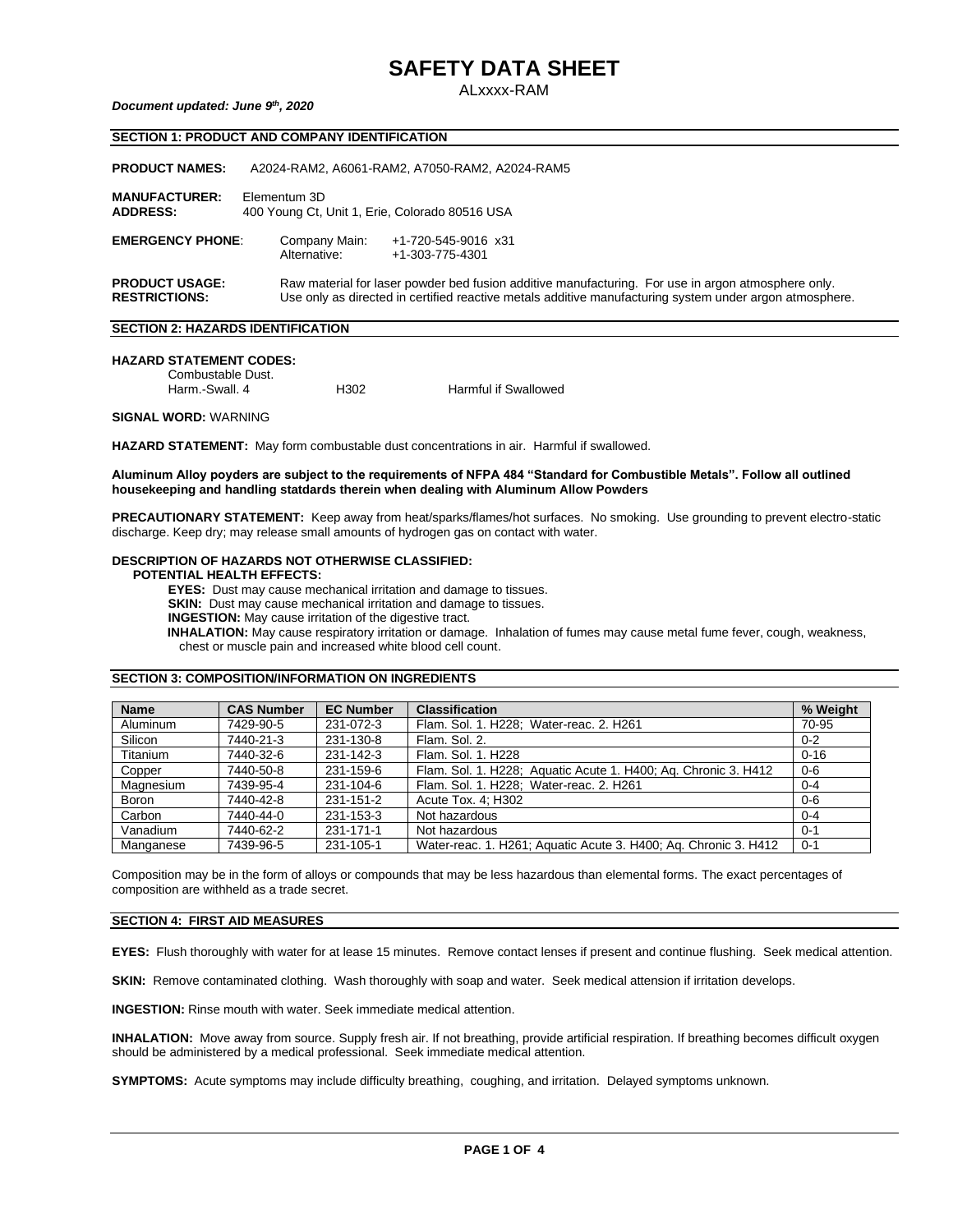# SAFETY DATA SHEET

ALxxxx-RAM

***Document updated: June 9th, 2020***

## SECTION 1: PRODUCT AND COMPANY IDENTIFICATION

**PRODUCT NAMES:** A2024-RAM2, A6061-RAM2, A7050-RAM2, A2024-RAM5

**MANUFACTURER:** Elementum 3D
**ADDRESS:** 400 Young Ct, Unit 1, Erie, Colorado 80516 USA

**EMERGENCY PHONE:** Company Main: +1-720-545-9016 x31
Alternative: +1-303-775-4301

**PRODUCT USAGE:** Raw material for laser powder bed fusion additive manufacturing. For use in argon atmosphere only.
**RESTRICTIONS:** Use only as directed in certified reactive metals additive manufacturing system under argon atmosphere.

## SECTION 2: HAZARDS IDENTIFICATION

**HAZARD STATEMENT CODES:**

Combustable Dust.
Harm.-Swall. 4 H302 Harmful if Swallowed

**SIGNAL WORD:** WARNING

**HAZARD STATEMENT:** May form combustable dust concentrations in air. Harmful if swallowed.

**Aluminum Alloy poyders are subject to the requirements of NFPA 484 "Standard for Combustible Metals". Follow all outlined housekeeping and handling statdards therein when dealing with Aluminum Allow Powders**

**PRECAUTIONARY STATEMENT:** Keep away from heat/sparks/flames/hot surfaces. No smoking. Use grounding to prevent electro-static discharge. Keep dry; may release small amounts of hydrogen gas on contact with water.

**DESCRIPTION OF HAZARDS NOT OTHERWISE CLASSIFIED:**

**POTENTIAL HEALTH EFFECTS:**

**EYES:** Dust may cause mechanical irritation and damage to tissues.
**SKIN:** Dust may cause mechanical irritation and damage to tissues.
**INGESTION:** May cause irritation of the digestive tract.
**INHALATION:** May cause respiratory irritation or damage. Inhalation of fumes may cause metal fume fever, cough, weakness, chest or muscle pain and increased white blood cell count.

## SECTION 3: COMPOSITION/INFORMATION ON INGREDIENTS

| Name | CAS Number | EC Number | Classification | % Weight |
|---|---|---|---|---|
| Aluminum | 7429-90-5 | 231-072-3 | Flam. Sol. 1. H228; Water-reac. 2. H261 | 70-95 |
| Silicon | 7440-21-3 | 231-130-8 | Flam. Sol. 2. | 0-2 |
| Titanium | 7440-32-6 | 231-142-3 | Flam. Sol. 1. H228 | 0-16 |
| Copper | 7440-50-8 | 231-159-6 | Flam. Sol. 1. H228; Aquatic Acute 1. H400; Aq. Chronic 3. H412 | 0-6 |
| Magnesium | 7439-95-4 | 231-104-6 | Flam. Sol. 1. H228; Water-reac. 2. H261 | 0-4 |
| Boron | 7440-42-8 | 231-151-2 | Acute Tox. 4; H302 | 0-6 |
| Carbon | 7440-44-0 | 231-153-3 | Not hazardous | 0-4 |
| Vanadium | 7440-62-2 | 231-171-1 | Not hazardous | 0-1 |
| Manganese | 7439-96-5 | 231-105-1 | Water-reac. 1. H261; Aquatic Acute 3. H400; Aq. Chronic 3. H412 | 0-1 |

Composition may be in the form of alloys or compounds that may be less hazardous than elemental forms. The exact percentages of composition are withheld as a trade secret.

## SECTION 4: FIRST AID MEASURES

**EYES:** Flush thoroughly with water for at lease 15 minutes. Remove contact lenses if present and continue flushing. Seek medical attention.

**SKIN:** Remove contaminated clothing. Wash thoroughly with soap and water. Seek medical attension if irritation develops.

**INGESTION:** Rinse mouth with water. Seek immediate medical attention.

**INHALATION:** Move away from source. Supply fresh air. If not breathing, provide artificial respiration. If breathing becomes difficult oxygen should be administered by a medical professional. Seek immediate medical attention.

**SYMPTOMS:** Acute symptoms may include difficulty breathing, coughing, and irritation. Delayed symptoms unknown.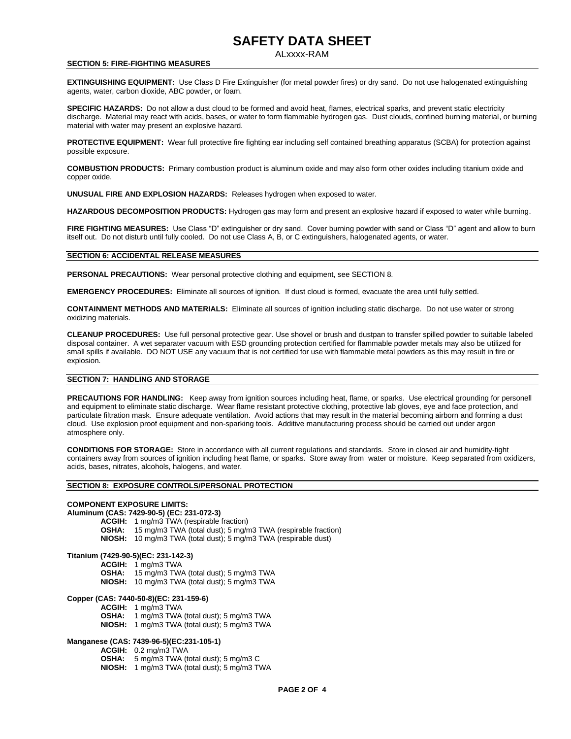### SECTION 5: FIRE-FIGHTING MEASURES

**EXTINGUISHING EQUIPMENT:** Use Class D Fire Extinguisher (for metal powder fires) or dry sand. Do not use halogenated extinguishing agents, water, carbon dioxide, ABC powder, or foam.

**SPECIFIC HAZARDS:** Do not allow a dust cloud to be formed and avoid heat, flames, electrical sparks, and prevent static electricity discharge. Material may react with acids, bases, or water to form flammable hydrogen gas. Dust clouds, confined burning material, or burning material with water may present an explosive hazard.

**PROTECTIVE EQUIPMENT:** Wear full protective fire fighting ear including self contained breathing apparatus (SCBA) for protection against possible exposure.

**COMBUSTION PRODUCTS:** Primary combustion product is aluminum oxide and may also form other oxides including titanium oxide and copper oxide.

**UNUSUAL FIRE AND EXPLOSION HAZARDS:** Releases hydrogen when exposed to water.

**HAZARDOUS DECOMPOSITION PRODUCTS:** Hydrogen gas may form and present an explosive hazard if exposed to water while burning.

**FIRE FIGHTING MEASURES:** Use Class "D" extinguisher or dry sand. Cover burning powder with sand or Class "D" agent and allow to burn itself out. Do not disturb until fully cooled. Do not use Class A, B, or C extinguishers, halogenated agents, or water.

### SECTION 6: ACCIDENTAL RELEASE MEASURES

**PERSONAL PRECAUTIONS:** Wear personal protective clothing and equipment, see SECTION 8.

**EMERGENCY PROCEDURES:** Eliminate all sources of ignition. If dust cloud is formed, evacuate the area until fully settled.

**CONTAINMENT METHODS AND MATERIALS:** Eliminate all sources of ignition including static discharge. Do not use water or strong oxidizing materials.

**CLEANUP PROCEDURES:** Use full personal protective gear. Use shovel or brush and dustpan to transfer spilled powder to suitable labeled disposal container. A wet separater vacuum with ESD grounding protection certified for flammable powder metals may also be utilized for small spills if available. DO NOT USE any vacuum that is not certified for use with flammable metal powders as this may result in fire or explosion.

### SECTION 7: HANDLING AND STORAGE

**PRECAUTIONS FOR HANDLING:** Keep away from ignition sources including heat, flame, or sparks. Use electrical grounding for personell and equipment to eliminate static discharge. Wear flame resistant protective clothing, protective lab gloves, eye and face protection, and particulate filtration mask. Ensure adequate ventilation. Avoid actions that may result in the material becoming airborn and forming a dust cloud. Use explosion proof equipment and non-sparking tools. Additive manufacturing process should be carried out under argon atmosphere only.

**CONDITIONS FOR STORAGE:** Store in accordance with all current regulations and standards. Store in closed air and humidity-tight containers away from sources of ignition including heat flame, or sparks. Store away from water or moisture. Keep separated from oxidizers, acids, bases, nitrates, alcohols, halogens, and water.

### SECTION 8: EXPOSURE CONTROLS/PERSONAL PROTECTION

**COMPONENT EXPOSURE LIMITS:**

**Aluminum (CAS: 7429-90-5) (EC: 231-072-3)**
- **ACGIH:** 1 mg/m3 TWA (respirable fraction)
- **OSHA:** 15 mg/m3 TWA (total dust); 5 mg/m3 TWA (respirable fraction)
- **NIOSH:** 10 mg/m3 TWA (total dust); 5 mg/m3 TWA (respirable dust)

**Titanium (7429-90-5)(EC: 231-142-3)**
- **ACGIH:** 1 mg/m3 TWA
- **OSHA:** 15 mg/m3 TWA (total dust); 5 mg/m3 TWA
- **NIOSH:** 10 mg/m3 TWA (total dust); 5 mg/m3 TWA

**Copper (CAS: 7440-50-8)(EC: 231-159-6)**
- **ACGIH:** 1 mg/m3 TWA
- **OSHA:** 1 mg/m3 TWA (total dust); 5 mg/m3 TWA
- **NIOSH:** 1 mg/m3 TWA (total dust); 5 mg/m3 TWA

**Manganese (CAS: 7439-96-5)(EC:231-105-1)**
- **ACGIH:** 0.2 mg/m3 TWA
- **OSHA:** 5 mg/m3 TWA (total dust); 5 mg/m3 C
- **NIOSH:** 1 mg/m3 TWA (total dust); 5 mg/m3 TWA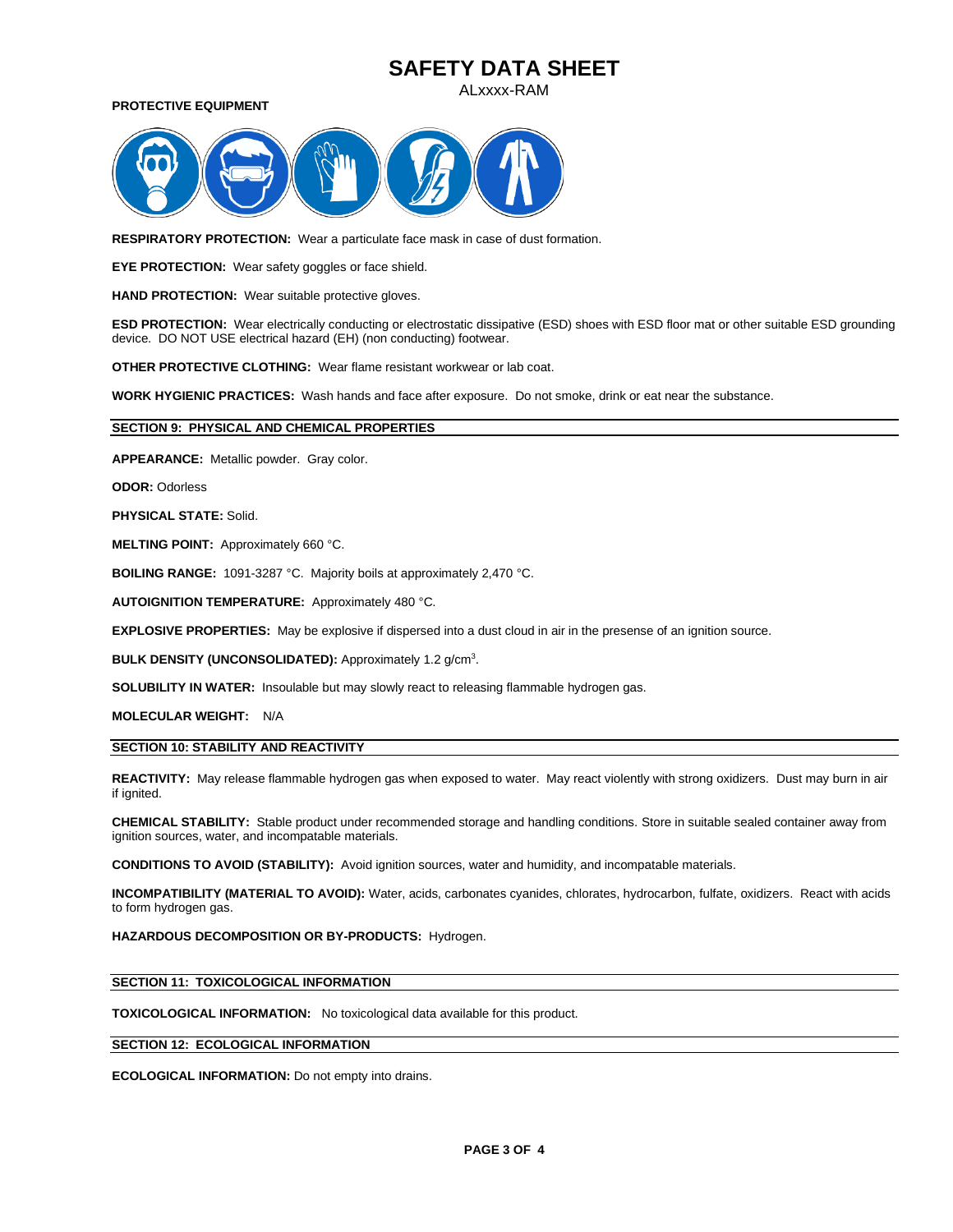# SAFETY DATA SHEET

ALxxxx-RAM

**PROTECTIVE EQUIPMENT**

**RESPIRATORY PROTECTION:** Wear a particulate face mask in case of dust formation.

**EYE PROTECTION:** Wear safety goggles or face shield.

**HAND PROTECTION:** Wear suitable protective gloves.

**ESD PROTECTION:** Wear electrically conducting or electrostatic dissipative (ESD) shoes with ESD floor mat or other suitable ESD grounding device. DO NOT USE electrical hazard (EH) (non conducting) footwear.

**OTHER PROTECTIVE CLOTHING:** Wear flame resistant workwear or lab coat.

**WORK HYGIENIC PRACTICES:** Wash hands and face after exposure. Do not smoke, drink or eat near the substance.

## SECTION 9: PHYSICAL AND CHEMICAL PROPERTIES

**APPEARANCE:** Metallic powder. Gray color.

**ODOR:** Odorless

**PHYSICAL STATE:** Solid.

**MELTING POINT:** Approximately 660 °C.

**BOILING RANGE:** 1091-3287 °C. Majority boils at approximately 2,470 °C.

**AUTOIGNITION TEMPERATURE:** Approximately 480 °C.

**EXPLOSIVE PROPERTIES:** May be explosive if dispersed into a dust cloud in air in the presense of an ignition source.

**BULK DENSITY (UNCONSOLIDATED):** Approximately 1.2 g/cm$^3$.

**SOLUBILITY IN WATER:** Insoulable but may slowly react to releasing flammable hydrogen gas.

**MOLECULAR WEIGHT:** N/A

## SECTION 10: STABILITY AND REACTIVITY

**REACTIVITY:** May release flammable hydrogen gas when exposed to water. May react violently with strong oxidizers. Dust may burn in air if ignited.

**CHEMICAL STABILITY:** Stable product under recommended storage and handling conditions. Store in suitable sealed container away from ignition sources, water, and incompatable materials.

**CONDITIONS TO AVOID (STABILITY):** Avoid ignition sources, water and humidity, and incompatable materials.

**INCOMPATIBILITY (MATERIAL TO AVOID):** Water, acids, carbonates cyanides, chlorates, hydrocarbon, fulfate, oxidizers. React with acids to form hydrogen gas.

**HAZARDOUS DECOMPOSITION OR BY-PRODUCTS:** Hydrogen.

## SECTION 11: TOXICOLOGICAL INFORMATION

**TOXICOLOGICAL INFORMATION:** No toxicological data available for this product.

## SECTION 12: ECOLOGICAL INFORMATION

**ECOLOGICAL INFORMATION:** Do not empty into drains.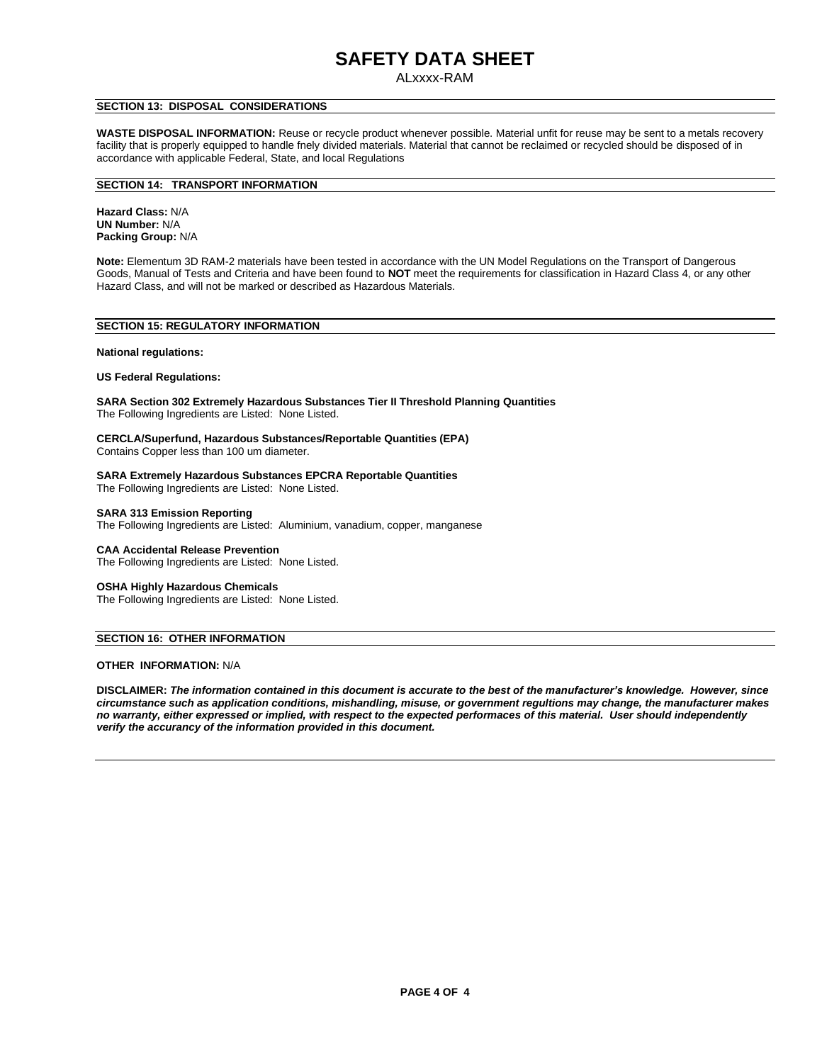# SAFETY DATA SHEET

ALxxxx-RAM

## SECTION 13: DISPOSAL CONSIDERATIONS

**WASTE DISPOSAL INFORMATION:** Reuse or recycle product whenever possible. Material unfit for reuse may be sent to a metals recovery facility that is properly equipped to handle fnely divided materials. Material that cannot be reclaimed or recycled should be disposed of in accordance with applicable Federal, State, and local Regulations

## SECTION 14: TRANSPORT INFORMATION

**Hazard Class:** N/A
**UN Number:** N/A
**Packing Group:** N/A

**Note:** Elementum 3D RAM-2 materials have been tested in accordance with the UN Model Regulations on the Transport of Dangerous Goods, Manual of Tests and Criteria and have been found to **NOT** meet the requirements for classification in Hazard Class 4, or any other Hazard Class, and will not be marked or described as Hazardous Materials.

## SECTION 15: REGULATORY INFORMATION

**National regulations:**

**US Federal Regulations:**

**SARA Section 302 Extremely Hazardous Substances Tier II Threshold Planning Quantities**
The Following Ingredients are Listed: None Listed.

**CERCLA/Superfund, Hazardous Substances/Reportable Quantities (EPA)**
Contains Copper less than 100 um diameter.

**SARA Extremely Hazardous Substances EPCRA Reportable Quantities**
The Following Ingredients are Listed: None Listed.

**SARA 313 Emission Reporting**
The Following Ingredients are Listed: Aluminium, vanadium, copper, manganese

**CAA Accidental Release Prevention**
The Following Ingredients are Listed: None Listed.

**OSHA Highly Hazardous Chemicals**
The Following Ingredients are Listed: None Listed.

## SECTION 16: OTHER INFORMATION

**OTHER INFORMATION:** N/A

**DISCLAIMER:** ***The information contained in this document is accurate to the best of the manufacturer's knowledge. However, since circumstance such as application conditions, mishandling, misuse, or government regultions may change, the manufacturer makes no warranty, either expressed or implied, with respect to the expected performaces of this material. User should independently verify the accurancy of the information provided in this document.***